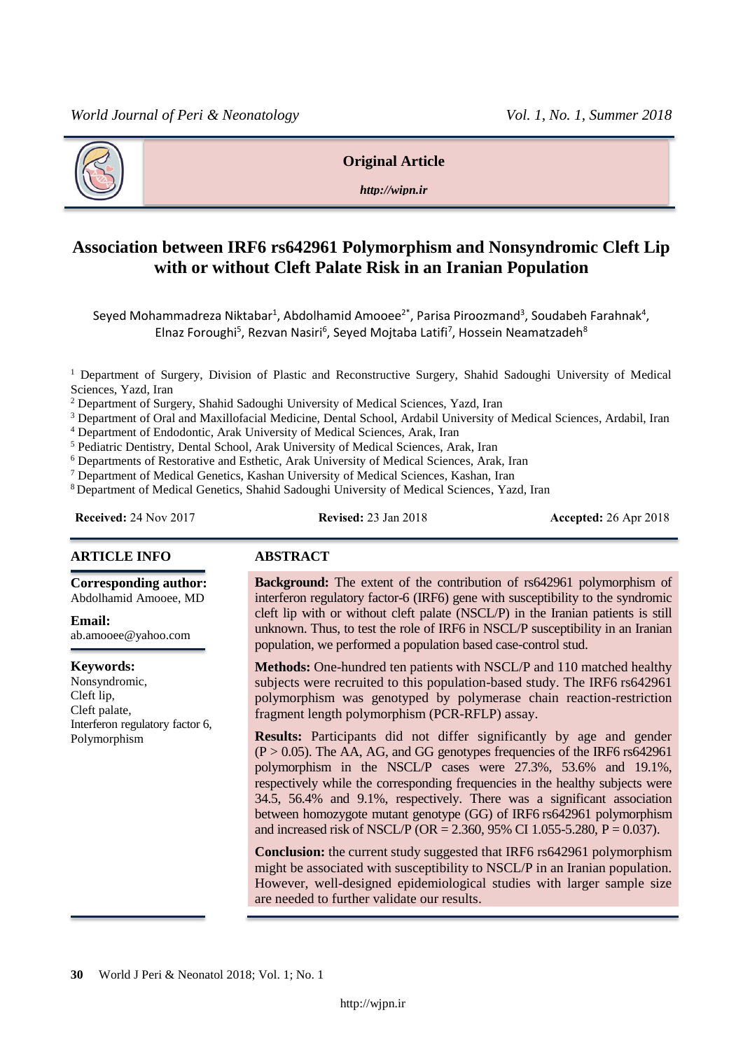Original Article

http://wjpn.ir

# Association between IRF6 rs642961 Polymorphism and Nonsyndromic Cleft Lip with or without Cleft Palate Risk in an Iranian Population

Seyed Mohammadreza Niktabar[1], Abdolhamid Amooee[2*], Parisa Piroozmand[3], Soudabeh Farahnak[4], Elnaz Foroughi[5], Rezvan Nasiri[6], Seyed Mojtaba Latifi[7], Hossein Neamatzadeh[8]

[1] Department of Surgery, Division of Plastic and Reconstructive Surgery, Shahid Sadoughi University of Medical Sciences, Yazd, Iran

[2] Department of Surgery, Shahid Sadoughi University of Medical Sciences, Yazd, Iran

[3] Department of Oral and Maxillofacial Medicine, Dental School, Ardabil University of Medical Sciences, Ardabil, Iran

[4] Department of Endodontic, Arak University of Medical Sciences, Arak, Iran

[5] Pediatric Dentistry, Dental School, Arak University of Medical Sciences, Arak, Iran

[6] Departments of Restorative and Esthetic, Arak University of Medical Sciences, Arak, Iran

[7] Department of Medical Genetics, Kashan University of Medical Sciences, Kashan, Iran

[8] Department of Medical Genetics, Shahid Sadoughi University of Medical Sciences, Yazd, Iran

**Received:** 24 Nov 2017 **Revised:** 23 Jan 2018 **Accepted:** 26 Apr 2018

## ARTICLE INFO

**Corresponding author:**
Abdolhamid Amooee, MD

**Email:**
ab.amooee@yahoo.com

**Keywords:**
Nonsyndromic,
Cleft lip,
Cleft palate,
Interferon regulatory factor 6,
Polymorphism

## ABSTRACT

**Background:** The extent of the contribution of rs642961 polymorphism of interferon regulatory factor-6 (IRF6) gene with susceptibility to the syndromic cleft lip with or without cleft palate (NSCL/P) in the Iranian patients is still unknown. Thus, to test the role of IRF6 in NSCL/P susceptibility in an Iranian population, we performed a population based case-control stud.

**Methods:** One-hundred ten patients with NSCL/P and 110 matched healthy subjects were recruited to this population-based study. The IRF6 rs642961 polymorphism was genotyped by polymerase chain reaction-restriction fragment length polymorphism (PCR-RFLP) assay.

**Results:** Participants did not differ significantly by age and gender ($P > 0.05$). The AA, AG, and GG genotypes frequencies of the IRF6 rs642961 polymorphism in the NSCL/P cases were 27.3%, 53.6% and 19.1%, respectively while the corresponding frequencies in the healthy subjects were 34.5, 56.4% and 9.1%, respectively. There was a significant association between homozygote mutant genotype (GG) of IRF6 rs642961 polymorphism and increased risk of NSCL/P (OR = 2.360, 95% CI 1.055-5.280, $P = 0.037$).

**Conclusion:** the current study suggested that IRF6 rs642961 polymorphism might be associated with susceptibility to NSCL/P in an Iranian population. However, well-designed epidemiological studies with larger sample size are needed to further validate our results.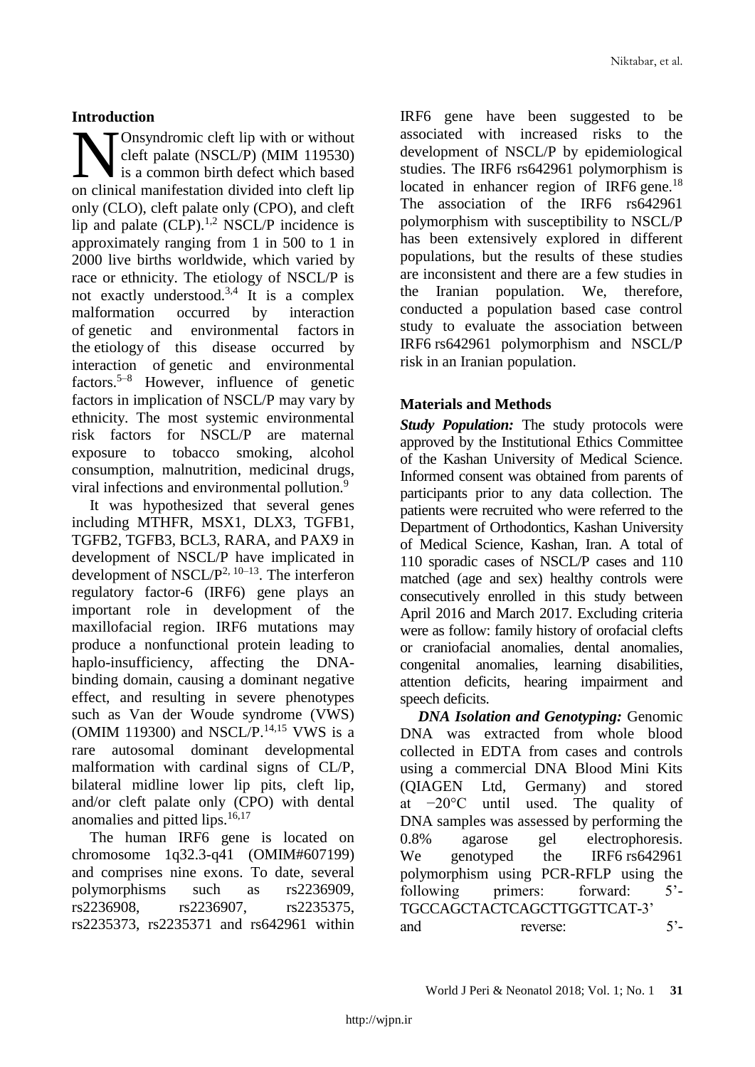## Introduction

Nonsyndromic cleft lip with or without cleft palate (NSCL/P) (MIM 119530) is a common birth defect which based on clinical manifestation divided into cleft lip only (CLO), cleft palate only (CPO), and cleft lip and palate (CLP).[1,2] NSCL/P incidence is approximately ranging from 1 in 500 to 1 in 2000 live births worldwide, which varied by race or ethnicity. The etiology of NSCL/P is not exactly understood.[3,4] It is a complex malformation occurred by interaction of genetic and environmental factors in the etiology of this disease occurred by interaction of genetic and environmental factors.[5–8] However, influence of genetic factors in implication of NSCL/P may vary by ethnicity. The most systemic environmental risk factors for NSCL/P are maternal exposure to tobacco smoking, alcohol consumption, malnutrition, medicinal drugs, viral infections and environmental pollution.[9]

It was hypothesized that several genes including MTHFR, MSX1, DLX3, TGFB1, TGFB2, TGFB3, BCL3, RARA, and PAX9 in development of NSCL/P have implicated in development of NSCL/P[2, 10–13]. The interferon regulatory factor-6 (IRF6) gene plays an important role in development of the maxillofacial region. IRF6 mutations may produce a nonfunctional protein leading to haplo-insufficiency, affecting the DNA-binding domain, causing a dominant negative effect, and resulting in severe phenotypes such as Van der Woude syndrome (VWS) (OMIM 119300) and NSCL/P.[14,15] VWS is a rare autosomal dominant developmental malformation with cardinal signs of CL/P, bilateral midline lower lip pits, cleft lip, and/or cleft palate only (CPO) with dental anomalies and pitted lips.[16,17]

The human IRF6 gene is located on chromosome 1q32.3-q41 (OMIM#607199) and comprises nine exons. To date, several polymorphisms such as rs2236909, rs2236908, rs2236907, rs2235375, rs2235373, rs2235371 and rs642961 within IRF6 gene have been suggested to be associated with increased risks to the development of NSCL/P by epidemiological studies. The IRF6 rs642961 polymorphism is located in enhancer region of IRF6 gene.[18] The association of the IRF6 rs642961 polymorphism with susceptibility to NSCL/P has been extensively explored in different populations, but the results of these studies are inconsistent and there are a few studies in the Iranian population. We, therefore, conducted a population based case control study to evaluate the association between IRF6 rs642961 polymorphism and NSCL/P risk in an Iranian population.

## Materials and Methods

***Study Population:*** The study protocols were approved by the Institutional Ethics Committee of the Kashan University of Medical Science. Informed consent was obtained from parents of participants prior to any data collection. The patients were recruited who were referred to the Department of Orthodontics, Kashan University of Medical Science, Kashan, Iran. A total of 110 sporadic cases of NSCL/P cases and 110 matched (age and sex) healthy controls were consecutively enrolled in this study between April 2016 and March 2017. Excluding criteria were as follow: family history of orofacial clefts or craniofacial anomalies, dental anomalies, congenital anomalies, learning disabilities, attention deficits, hearing impairment and speech deficits.

***DNA Isolation and Genotyping:*** Genomic DNA was extracted from whole blood collected in EDTA from cases and controls using a commercial DNA Blood Mini Kits (QIAGEN Ltd, Germany) and stored at −20°C until used. The quality of DNA samples was assessed by performing the 0.8% agarose gel electrophoresis. We genotyped the IRF6 rs642961 polymorphism using PCR-RFLP using the following primers: forward: 5’-TGCCAGCTACTCAGCTTGGTTCAT-3’ and reverse: 5’-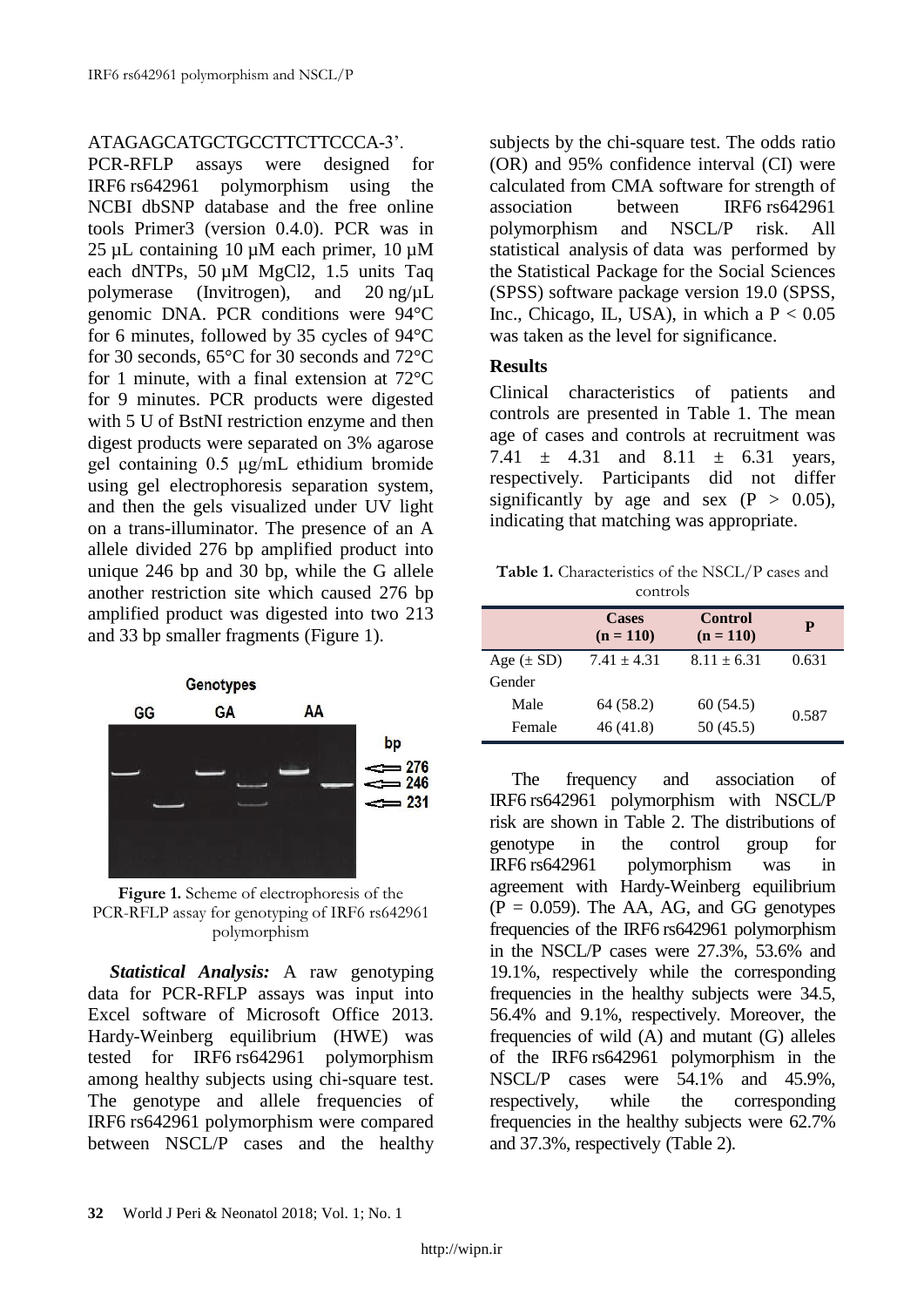ATAGAGCATGCTGCCTTCTTCCCA-3'.

PCR-RFLP assays were designed for IRF6 rs642961 polymorphism using the NCBI dbSNP database and the free online tools Primer3 (version 0.4.0). PCR was in 25 µL containing 10 µM each primer, 10 µM each dNTPs, 50 µM MgCl2, 1.5 units Taq polymerase (Invitrogen), and 20 ng/µL genomic DNA. PCR conditions were 94°C for 6 minutes, followed by 35 cycles of 94°C for 30 seconds, 65°C for 30 seconds and 72°C for 1 minute, with a final extension at 72°C for 9 minutes. PCR products were digested with 5 U of BstNI restriction enzyme and then digest products were separated on 3% agarose gel containing 0.5 µg/mL ethidium bromide using gel electrophoresis separation system, and then the gels visualized under UV light on a trans-illuminator. The presence of an A allele divided 276 bp amplified product into unique 246 bp and 30 bp, while the G allele another restriction site which caused 276 bp amplified product was digested into two 213 and 33 bp smaller fragments (Figure 1).

Figure 1. Scheme of electrophoresis of the PCR-RFLP assay for genotyping of IRF6 rs642961 polymorphism

***Statistical Analysis:*** A raw genotyping data for PCR-RFLP assays was input into Excel software of Microsoft Office 2013. Hardy-Weinberg equilibrium (HWE) was tested for IRF6 rs642961 polymorphism among healthy subjects using chi-square test. The genotype and allele frequencies of IRF6 rs642961 polymorphism were compared between NSCL/P cases and the healthy subjects by the chi-square test. The odds ratio (OR) and 95% confidence interval (CI) were calculated from CMA software for strength of association between IRF6 rs642961 polymorphism and NSCL/P risk. All statistical analysis of data was performed by the Statistical Package for the Social Sciences (SPSS) software package version 19.0 (SPSS, Inc., Chicago, IL, USA), in which a $P < 0.05$ was taken as the level for significance.

## Results

Clinical characteristics of patients and controls are presented in Table 1. The mean age of cases and controls at recruitment was 7.41 ± 4.31 and 8.11 ± 6.31 years, respectively. Participants did not differ significantly by age and sex ($P > 0.05$), indicating that matching was appropriate.

**Table 1.** Characteristics of the NSCL/P cases and controls

| | Cases (n = 110) | Control (n = 110) | P |
|---|---|---|---|
| Age (± SD) | 7.41 ± 4.31 | 8.11 ± 6.31 | 0.631 |
| Gender | | | |
| Male | 64 (58.2) | 60 (54.5) | 0.587 |
| Female | 46 (41.8) | 50 (45.5) | |

The frequency and association of IRF6 rs642961 polymorphism with NSCL/P risk are shown in Table 2. The distributions of genotype in the control group for IRF6 rs642961 polymorphism was in agreement with Hardy-Weinberg equilibrium ($P = 0.059$). The AA, AG, and GG genotypes frequencies of the IRF6 rs642961 polymorphism in the NSCL/P cases were 27.3%, 53.6% and 19.1%, respectively while the corresponding frequencies in the healthy subjects were 34.5, 56.4% and 9.1%, respectively. Moreover, the frequencies of wild (A) and mutant (G) alleles of the IRF6 rs642961 polymorphism in the NSCL/P cases were 54.1% and 45.9%, respectively, while the corresponding frequencies in the healthy subjects were 62.7% and 37.3%, respectively (Table 2).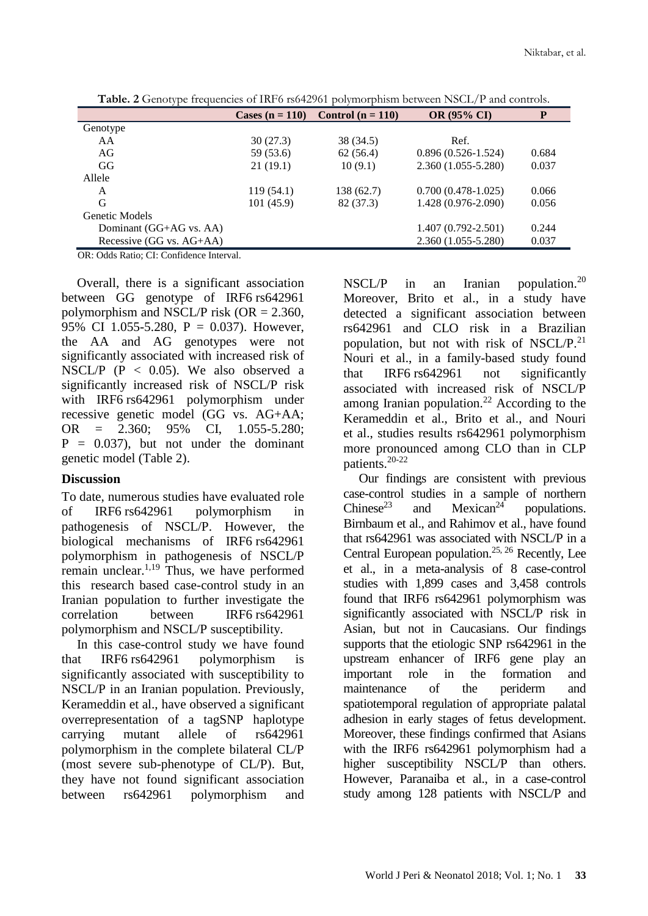**Table. 2** Genotype frequencies of IRF6 rs642961 polymorphism between NSCL/P and controls.

| | Cases (n = 110) | Control (n = 110) | OR (95% CI) | P |
|---|---|---|---|---|
| Genotype | | | | |
| AA | 30 (27.3) | 38 (34.5) | Ref. | |
| AG | 59 (53.6) | 62 (56.4) | 0.896 (0.526-1.524) | 0.684 |
| GG | 21 (19.1) | 10 (9.1) | 2.360 (1.055-5.280) | 0.037 |
| Allele | | | | |
| A | 119 (54.1) | 138 (62.7) | 0.700 (0.478-1.025) | 0.066 |
| G | 101 (45.9) | 82 (37.3) | 1.428 (0.976-2.090) | 0.056 |
| Genetic Models | | | | |
| Dominant (GG+AG vs. AA) | | | 1.407 (0.792-2.501) | 0.244 |
| Recessive (GG vs. AG+AA) | | | 2.360 (1.055-5.280) | 0.037 |

OR: Odds Ratio; CI: Confidence Interval.

Overall, there is a significant association between GG genotype of IRF6 rs642961 polymorphism and NSCL/P risk (OR = 2.360, 95% CI 1.055-5.280, P = 0.037). However, the AA and AG genotypes were not significantly associated with increased risk of NSCL/P ($P < 0.05$). We also observed a significantly increased risk of NSCL/P risk with IRF6 rs642961 polymorphism under recessive genetic model (GG vs. AG+AA; OR = 2.360; 95% CI, 1.055-5.280; P = 0.037), but not under the dominant genetic model (Table 2).

## Discussion

To date, numerous studies have evaluated role of IRF6 rs642961 polymorphism in pathogenesis of NSCL/P. However, the biological mechanisms of IRF6 rs642961 polymorphism in pathogenesis of NSCL/P remain unclear.[1,19] Thus, we have performed this research based case-control study in an Iranian population to further investigate the correlation between IRF6 rs642961 polymorphism and NSCL/P susceptibility.

In this case-control study we have found that IRF6 rs642961 polymorphism is significantly associated with susceptibility to NSCL/P in an Iranian population. Previously, Kerameddin et al., have observed a significant overrepresentation of a tagSNP haplotype carrying mutant allele of rs642961 polymorphism in the complete bilateral CL/P (most severe sub-phenotype of CL/P). But, they have not found significant association between rs642961 polymorphism and NSCL/P in an Iranian population.[20] Moreover, Brito et al., in a study have detected a significant association between rs642961 and CLO risk in a Brazilian population, but not with risk of NSCL/P.[21] Nouri et al., in a family-based study found that IRF6 rs642961 not significantly associated with increased risk of NSCL/P among Iranian population.[22] According to the Kerameddin et al., Brito et al., and Nouri et al., studies results rs642961 polymorphism more pronounced among CLO than in CLP patients.[20-22]

Our findings are consistent with previous case-control studies in a sample of northern Chinese[23] and Mexican[24] populations. Birnbaum et al., and Rahimov et al., have found that rs642961 was associated with NSCL/P in a Central European population.[25, 26] Recently, Lee et al., in a meta-analysis of 8 case-control studies with 1,899 cases and 3,458 controls found that IRF6 rs642961 polymorphism was significantly associated with NSCL/P risk in Asian, but not in Caucasians. Our findings supports that the etiologic SNP rs642961 in the upstream enhancer of IRF6 gene play an important role in the formation and maintenance of the periderm and spatiotemporal regulation of appropriate palatal adhesion in early stages of fetus development. Moreover, these findings confirmed that Asians with the IRF6 rs642961 polymorphism had a higher susceptibility NSCL/P than others. However, Paranaiba et al., in a case-control study among 128 patients with NSCL/P and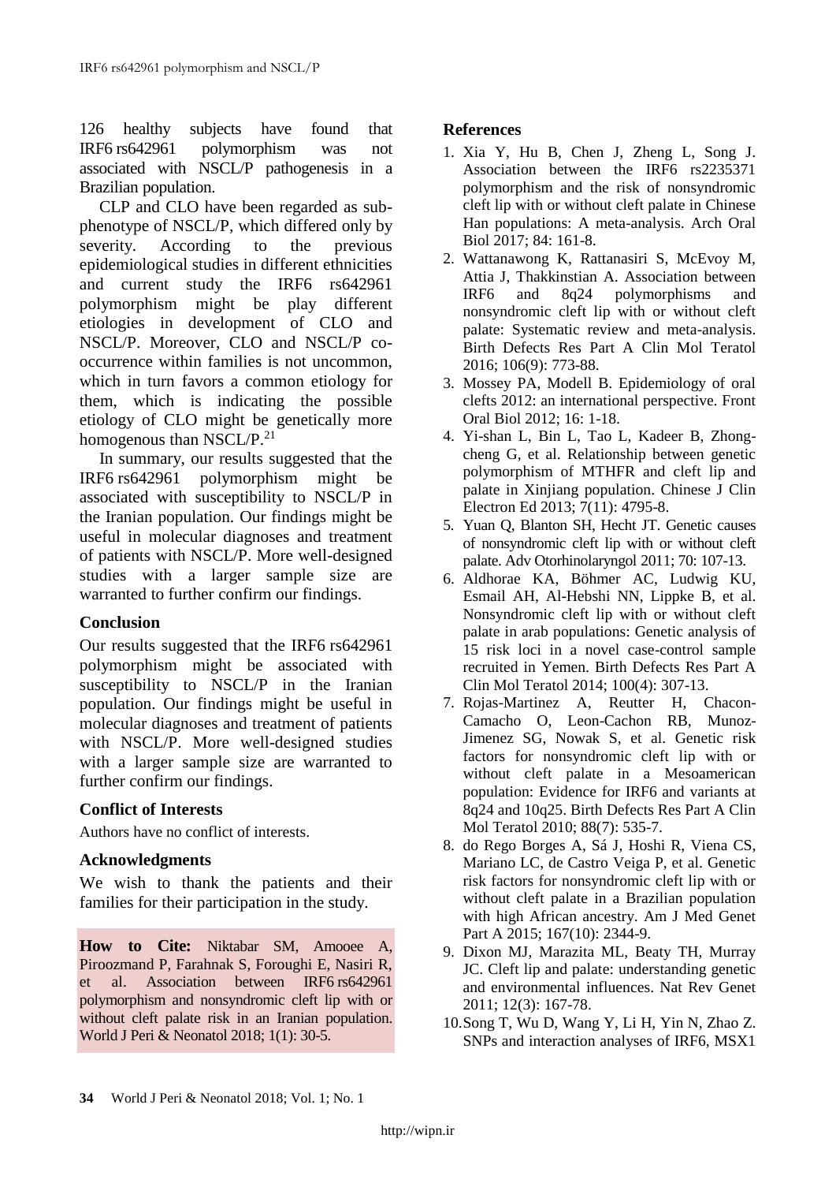126 healthy subjects have found that IRF6 rs642961 polymorphism was not associated with NSCL/P pathogenesis in a Brazilian population.

CLP and CLO have been regarded as sub-phenotype of NSCL/P, which differed only by severity. According to the previous epidemiological studies in different ethnicities and current study the IRF6 rs642961 polymorphism might be play different etiologies in development of CLO and NSCL/P. Moreover, CLO and NSCL/P co-occurrence within families is not uncommon, which in turn favors a common etiology for them, which is indicating the possible etiology of CLO might be genetically more homogenous than NSCL/P.[21]

In summary, our results suggested that the IRF6 rs642961 polymorphism might be associated with susceptibility to NSCL/P in the Iranian population. Our findings might be useful in molecular diagnoses and treatment of patients with NSCL/P. More well-designed studies with a larger sample size are warranted to further confirm our findings.

## Conclusion

Our results suggested that the IRF6 rs642961 polymorphism might be associated with susceptibility to NSCL/P in the Iranian population. Our findings might be useful in molecular diagnoses and treatment of patients with NSCL/P. More well-designed studies with a larger sample size are warranted to further confirm our findings.

## Conflict of Interests

Authors have no conflict of interests.

## Acknowledgments

We wish to thank the patients and their families for their participation in the study.

**How to Cite:** Niktabar SM, Amooee A, Piroozmand P, Farahnak S, Foroughi E, Nasiri R, et al. Association between IRF6 rs642961 polymorphism and nonsyndromic cleft lip with or without cleft palate risk in an Iranian population. World J Peri & Neonatol 2018; 1(1): 30-5.

## References

1. Xia Y, Hu B, Chen J, Zheng L, Song J. Association between the IRF6 rs2235371 polymorphism and the risk of nonsyndromic cleft lip with or without cleft palate in Chinese Han populations: A meta-analysis. Arch Oral Biol 2017; 84: 161-8.
2. Wattanawong K, Rattanasiri S, McEvoy M, Attia J, Thakkinstian A. Association between IRF6 and 8q24 polymorphisms and nonsyndromic cleft lip with or without cleft palate: Systematic review and meta-analysis. Birth Defects Res Part A Clin Mol Teratol 2016; 106(9): 773-88.
3. Mossey PA, Modell B. Epidemiology of oral clefts 2012: an international perspective. Front Oral Biol 2012; 16: 1-18.
4. Yi-shan L, Bin L, Tao L, Kadeer B, Zhong-cheng G, et al. Relationship between genetic polymorphism of MTHFR and cleft lip and palate in Xinjiang population. Chinese J Clin Electron Ed 2013; 7(11): 4795-8.
5. Yuan Q, Blanton SH, Hecht JT. Genetic causes of nonsyndromic cleft lip with or without cleft palate. Adv Otorhinolaryngol 2011; 70: 107-13.
6. Aldhorae KA, Böhmer AC, Ludwig KU, Esmail AH, Al-Hebshi NN, Lippke B, et al. Nonsyndromic cleft lip with or without cleft palate in arab populations: Genetic analysis of 15 risk loci in a novel case-control sample recruited in Yemen. Birth Defects Res Part A Clin Mol Teratol 2014; 100(4): 307-13.
7. Rojas-Martinez A, Reutter H, Chacon-Camacho O, Leon-Cachon RB, Munoz-Jimenez SG, Nowak S, et al. Genetic risk factors for nonsyndromic cleft lip with or without cleft palate in a Mesoamerican population: Evidence for IRF6 and variants at 8q24 and 10q25. Birth Defects Res Part A Clin Mol Teratol 2010; 88(7): 535-7.
8. do Rego Borges A, Sá J, Hoshi R, Viena CS, Mariano LC, de Castro Veiga P, et al. Genetic risk factors for nonsyndromic cleft lip with or without cleft palate in a Brazilian population with high African ancestry. Am J Med Genet Part A 2015; 167(10): 2344-9.
9. Dixon MJ, Marazita ML, Beaty TH, Murray JC. Cleft lip and palate: understanding genetic and environmental influences. Nat Rev Genet 2011; 12(3): 167-78.
10. Song T, Wu D, Wang Y, Li H, Yin N, Zhao Z. SNPs and interaction analyses of IRF6, MSX1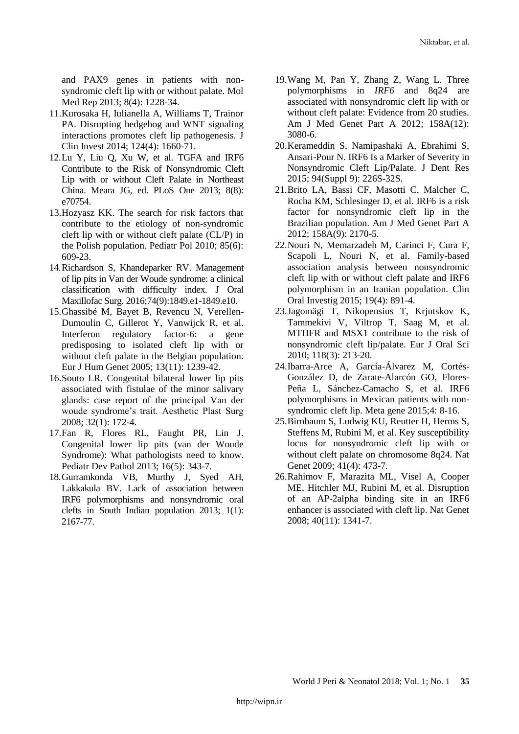and PAX9 genes in patients with non-syndromic cleft lip with or without palate. Mol Med Rep 2013; 8(4): 1228-34.

11. Kurosaka H, Iulianella A, Williams T, Trainor PA. Disrupting hedgehog and WNT signaling interactions promotes cleft lip pathogenesis. J Clin Invest 2014; 124(4): 1660-71.
12. Lu Y, Liu Q, Xu W, et al. TGFA and IRF6 Contribute to the Risk of Nonsyndromic Cleft Lip with or without Cleft Palate in Northeast China. Meara JG, ed. PLoS One 2013; 8(8): e70754.
13. Hozyasz KK. The search for risk factors that contribute to the etiology of non-syndromic cleft lip with or without cleft palate (CL/P) in the Polish population. Pediatr Pol 2010; 85(6): 609-23.
14. Richardson S, Khandeparker RV. Management of lip pits in Van der Woude syndrome: a clinical classification with difficulty index. J Oral Maxillofac Surg. 2016;74(9):1849.e1-1849.e10.
15. Ghassibé M, Bayet B, Revencu N, Verellen-Dumoulin C, Gillerot Y, Vanwijck R, et al. Interferon regulatory factor-6: a gene predisposing to isolated cleft lip with or without cleft palate in the Belgian population. Eur J Hum Genet 2005; 13(11): 1239-42.
16. Souto LR. Congenital bilateral lower lip pits associated with fistulae of the minor salivary glands: case report of the principal Van der woude syndrome's trait. Aesthetic Plast Surg 2008; 32(1): 172-4.
17. Fan R, Flores RL, Faught PR, Lin J. Congenital lower lip pits (van der Woude Syndrome): What pathologists need to know. Pediatr Dev Pathol 2013; 16(5): 343-7.
18. Gurramkonda VB, Murthy J, Syed AH, Lakkakula BV. Lack of association between IRF6 polymorphisms and nonsyndromic oral clefts in South Indian population 2013; 1(1): 2167-77.
19. Wang M, Pan Y, Zhang Z, Wang L. Three polymorphisms in *IRF6* and 8q24 are associated with nonsyndromic cleft lip with or without cleft palate: Evidence from 20 studies. Am J Med Genet Part A 2012; 158A(12): 3080-6.
20. Kerameddin S, Namipashaki A, Ebrahimi S, Ansari-Pour N. IRF6 Is a Marker of Severity in Nonsyndromic Cleft Lip/Palate. J Dent Res 2015; 94(Suppl 9): 226S-32S.
21. Brito LA, Bassi CF, Masotti C, Malcher C, Rocha KM, Schlesinger D, et al. IRF6 is a risk factor for nonsyndromic cleft lip in the Brazilian population. Am J Med Genet Part A 2012; 158A(9): 2170-5.
22. Nouri N, Memarzadeh M, Carinci F, Cura F, Scapoli L, Nouri N, et al. Family-based association analysis between nonsyndromic cleft lip with or without cleft palate and IRF6 polymorphism in an Iranian population. Clin Oral Investig 2015; 19(4): 891-4.
23. Jagomägi T, Nikopensius T, Krjutskov K, Tammekivi V, Viltrop T, Saag M, et al. MTHFR and MSX1 contribute to the risk of nonsyndromic cleft lip/palate. Eur J Oral Sci 2010; 118(3): 213-20.
24. Ibarra-Arce A, García-Álvarez M, Cortés-González D, de Zarate-Alarcón GO, Flores-Peña L, Sánchez-Camacho S, et al. IRF6 polymorphisms in Mexican patients with non-syndromic cleft lip. Meta gene 2015;4: 8-16.
25. Birnbaum S, Ludwig KU, Reutter H, Herms S, Steffens M, Rubini M, et al. Key susceptibility locus for nonsyndromic cleft lip with or without cleft palate on chromosome 8q24. Nat Genet 2009; 41(4): 473-7.
26. Rahimov F, Marazita ML, Visel A, Cooper ME, Hitchler MJ, Rubini M, et al. Disruption of an AP-2alpha binding site in an IRF6 enhancer is associated with cleft lip. Nat Genet 2008; 40(11): 1341-7.